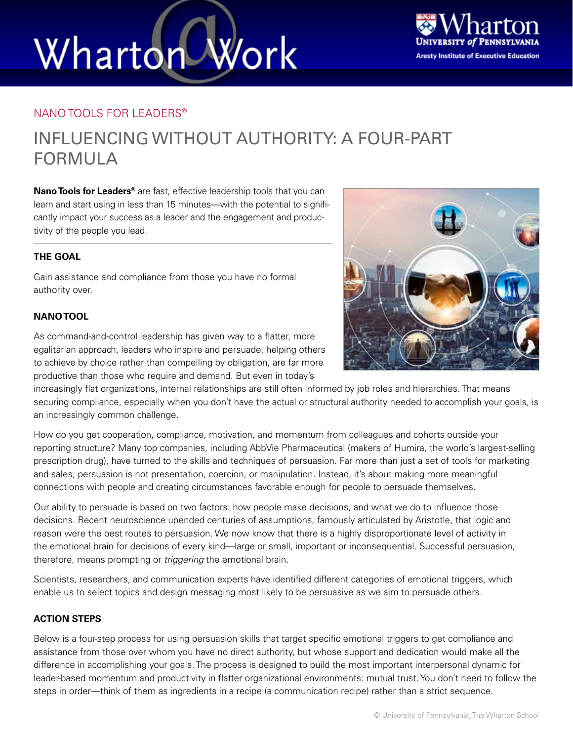Wharton@Work

Wharton University of Pennsylvania
Aresty Institute of Executive Education

NANO TOOLS FOR LEADERS®

# INFLUENCING WITHOUT AUTHORITY: A FOUR-PART FORMULA

**Nano Tools for Leaders®** are fast, effective leadership tools that you can learn and start using in less than 15 minutes—with the potential to significantly impact your success as a leader and the engagement and productivity of the people you lead.

## THE GOAL

Gain assistance and compliance from those you have no formal authority over.

## NANO TOOL

As command-and-control leadership has given way to a flatter, more egalitarian approach, leaders who inspire and persuade, helping others to achieve by choice rather than compelling by obligation, are far more productive than those who require and demand. But even in today's increasingly flat organizations, internal relationships are still often informed by job roles and hierarchies. That means securing compliance, especially when you don't have the actual or structural authority needed to accomplish your goals, is an increasingly common challenge.

How do you get cooperation, compliance, motivation, and momentum from colleagues and cohorts outside your reporting structure? Many top companies, including AbbVie Pharmaceutical (makers of Humira, the world's largest-selling prescription drug), have turned to the skills and techniques of persuasion. Far more than just a set of tools for marketing and sales, persuasion is not presentation, coercion, or manipulation. Instead, it's about making more meaningful connections with people and creating circumstances favorable enough for people to persuade themselves.

Our ability to persuade is based on two factors: how people make decisions, and what we do to influence those decisions. Recent neuroscience upended centuries of assumptions, famously articulated by Aristotle, that logic and reason were the best routes to persuasion. We now know that there is a highly disproportionate level of activity in the emotional brain for decisions of every kind—large or small, important or inconsequential. Successful persuasion, therefore, means prompting or *triggering* the emotional brain.

Scientists, researchers, and communication experts have identified different categories of emotional triggers, which enable us to select topics and design messaging most likely to be persuasive as we aim to persuade others.

## ACTION STEPS

Below is a four-step process for using persuasion skills that target specific emotional triggers to get compliance and assistance from those over whom you have no direct authority, but whose support and dedication would make all the difference in accomplishing your goals. The process is designed to build the most important interpersonal dynamic for leader-based momentum and productivity in flatter organizational environments: mutual trust. You don't need to follow the steps in order—think of them as ingredients in a recipe (a communication recipe) rather than a strict sequence.

© University of Pennsylvania, The Wharton School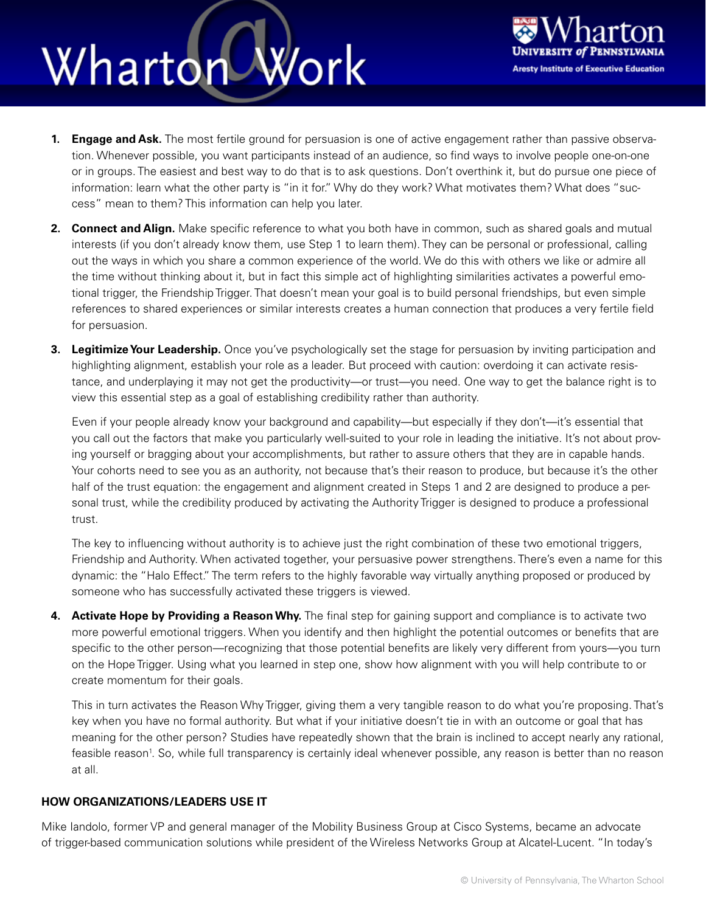1. **Engage and Ask.** The most fertile ground for persuasion is one of active engagement rather than passive observation. Whenever possible, you want participants instead of an audience, so find ways to involve people one-on-one or in groups. The easiest and best way to do that is to ask questions. Don't overthink it, but do pursue one piece of information: learn what the other party is "in it for." Why do they work? What motivates them? What does "success" mean to them? This information can help you later.

2. **Connect and Align.** Make specific reference to what you both have in common, such as shared goals and mutual interests (if you don't already know them, use Step 1 to learn them). They can be personal or professional, calling out the ways in which you share a common experience of the world. We do this with others we like or admire all the time without thinking about it, but in fact this simple act of highlighting similarities activates a powerful emotional trigger, the Friendship Trigger. That doesn't mean your goal is to build personal friendships, but even simple references to shared experiences or similar interests creates a human connection that produces a very fertile field for persuasion.

3. **Legitimize Your Leadership.** Once you've psychologically set the stage for persuasion by inviting participation and highlighting alignment, establish your role as a leader. But proceed with caution: overdoing it can activate resistance, and underplaying it may not get the productivity—or trust—you need. One way to get the balance right is to view this essential step as a goal of establishing credibility rather than authority.

   Even if your people already know your background and capability—but especially if they don't—it's essential that you call out the factors that make you particularly well-suited to your role in leading the initiative. It's not about proving yourself or bragging about your accomplishments, but rather to assure others that they are in capable hands. Your cohorts need to see you as an authority, not because that's their reason to produce, but because it's the other half of the trust equation: the engagement and alignment created in Steps 1 and 2 are designed to produce a personal trust, while the credibility produced by activating the Authority Trigger is designed to produce a professional trust.

   The key to influencing without authority is to achieve just the right combination of these two emotional triggers, Friendship and Authority. When activated together, your persuasive power strengthens. There's even a name for this dynamic: the "Halo Effect." The term refers to the highly favorable way virtually anything proposed or produced by someone who has successfully activated these triggers is viewed.

4. **Activate Hope by Providing a Reason Why.** The final step for gaining support and compliance is to activate two more powerful emotional triggers. When you identify and then highlight the potential outcomes or benefits that are specific to the other person—recognizing that those potential benefits are likely very different from yours—you turn on the Hope Trigger. Using what you learned in step one, show how alignment with you will help contribute to or create momentum for their goals.

   This in turn activates the Reason Why Trigger, giving them a very tangible reason to do what you're proposing. That's key when you have no formal authority. But what if your initiative doesn't tie in with an outcome or goal that has meaning for the other person? Studies have repeatedly shown that the brain is inclined to accept nearly any rational, feasible reason[1]. So, while full transparency is certainly ideal whenever possible, any reason is better than no reason at all.

## HOW ORGANIZATIONS/LEADERS USE IT

Mike Iandolo, former VP and general manager of the Mobility Business Group at Cisco Systems, became an advocate of trigger-based communication solutions while president of the Wireless Networks Group at Alcatel-Lucent. "In today's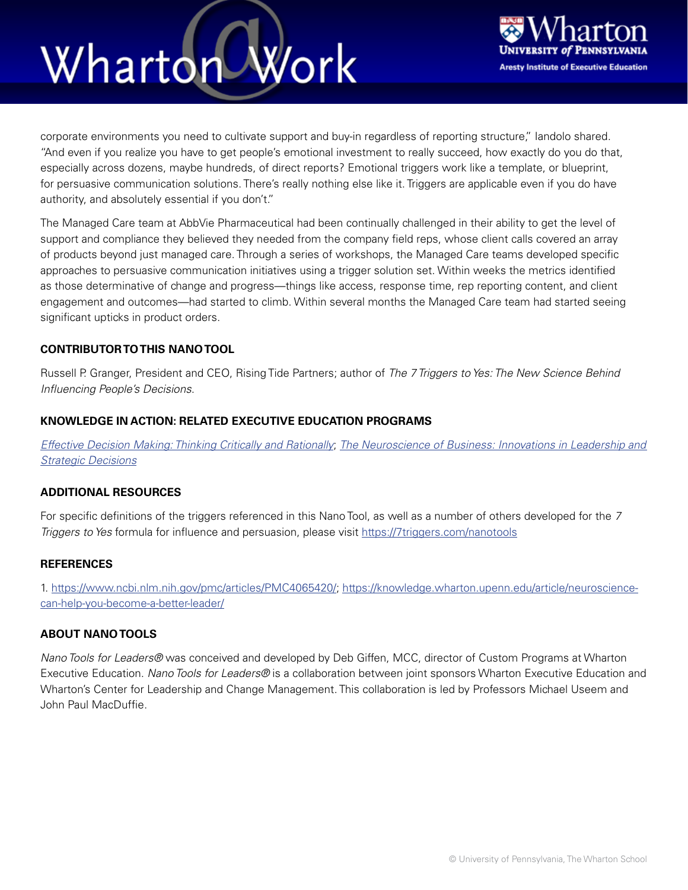corporate environments you need to cultivate support and buy-in regardless of reporting structure," Iandolo shared. "And even if you realize you have to get people's emotional investment to really succeed, how exactly do you do that, especially across dozens, maybe hundreds, of direct reports? Emotional triggers work like a template, or blueprint, for persuasive communication solutions. There's really nothing else like it. Triggers are applicable even if you do have authority, and absolutely essential if you don't."

The Managed Care team at AbbVie Pharmaceutical had been continually challenged in their ability to get the level of support and compliance they believed they needed from the company field reps, whose client calls covered an array of products beyond just managed care. Through a series of workshops, the Managed Care teams developed specific approaches to persuasive communication initiatives using a trigger solution set. Within weeks the metrics identified as those determinative of change and progress—things like access, response time, rep reporting content, and client engagement and outcomes—had started to climb. Within several months the Managed Care team had started seeing significant upticks in product orders.

### CONTRIBUTOR TO THIS NANO TOOL

Russell P. Granger, President and CEO, Rising Tide Partners; author of *The 7 Triggers to Yes: The New Science Behind Influencing People's Decisions*.

### KNOWLEDGE IN ACTION: RELATED EXECUTIVE EDUCATION PROGRAMS

*Effective Decision Making: Thinking Critically and Rationally*; *The Neuroscience of Business: Innovations in Leadership and Strategic Decisions*

### ADDITIONAL RESOURCES

For specific definitions of the triggers referenced in this Nano Tool, as well as a number of others developed for the *7 Triggers to Yes* formula for influence and persuasion, please visit https://7triggers.com/nanotools

### REFERENCES

1. https://www.ncbi.nlm.nih.gov/pmc/articles/PMC4065420/; https://knowledge.wharton.upenn.edu/article/neuroscience-can-help-you-become-a-better-leader/

### ABOUT NANO TOOLS

*Nano Tools for Leaders®* was conceived and developed by Deb Giffen, MCC, director of Custom Programs at Wharton Executive Education. *Nano Tools for Leaders®* is a collaboration between joint sponsors Wharton Executive Education and Wharton's Center for Leadership and Change Management. This collaboration is led by Professors Michael Useem and John Paul MacDuffie.